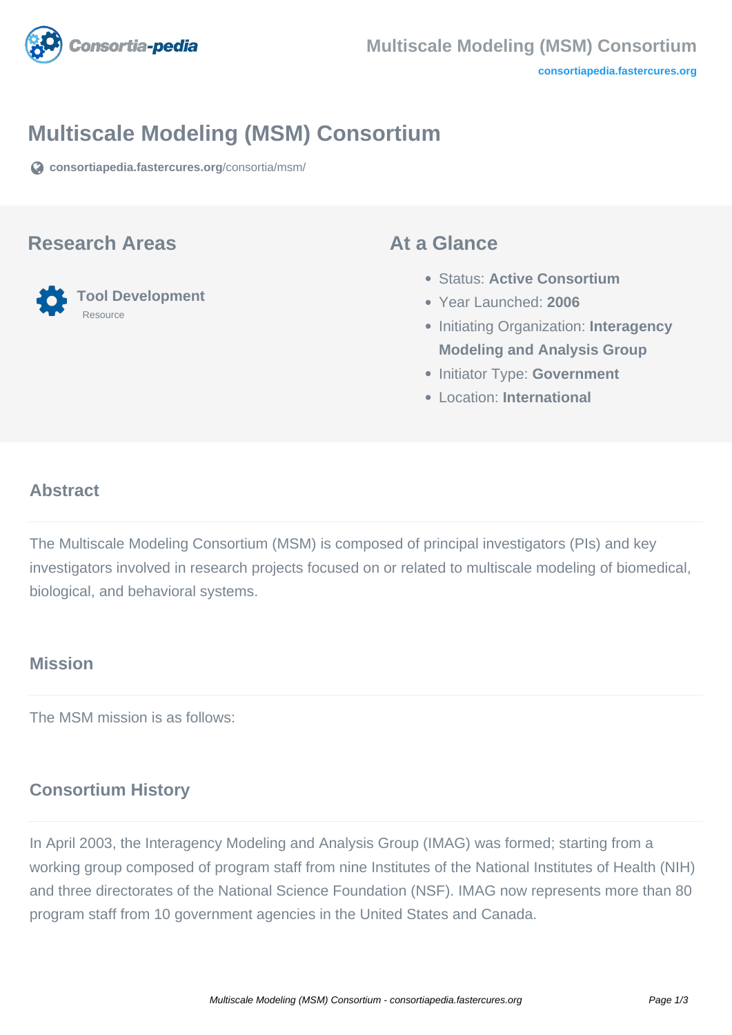# Multiscale Modeling (MSM) Consortium

consortiapedia.fastercures.org/consortia/msm/

## Research Areas

**Tool Development**
Resource

## At a Glance

- Status: **Active Consortium**
- Year Launched: **2006**
- Initiating Organization: **Interagency Modeling and Analysis Group**
- Initiator Type: **Government**
- Location: **International**

## Abstract

The Multiscale Modeling Consortium (MSM) is composed of principal investigators (PIs) and key investigators involved in research projects focused on or related to multiscale modeling of biomedical, biological, and behavioral systems.

## Mission

The MSM mission is as follows:

## Consortium History

In April 2003, the Interagency Modeling and Analysis Group (IMAG) was formed; starting from a working group composed of program staff from nine Institutes of the National Institutes of Health (NIH) and three directorates of the National Science Foundation (NSF). IMAG now represents more than 80 program staff from 10 government agencies in the United States and Canada.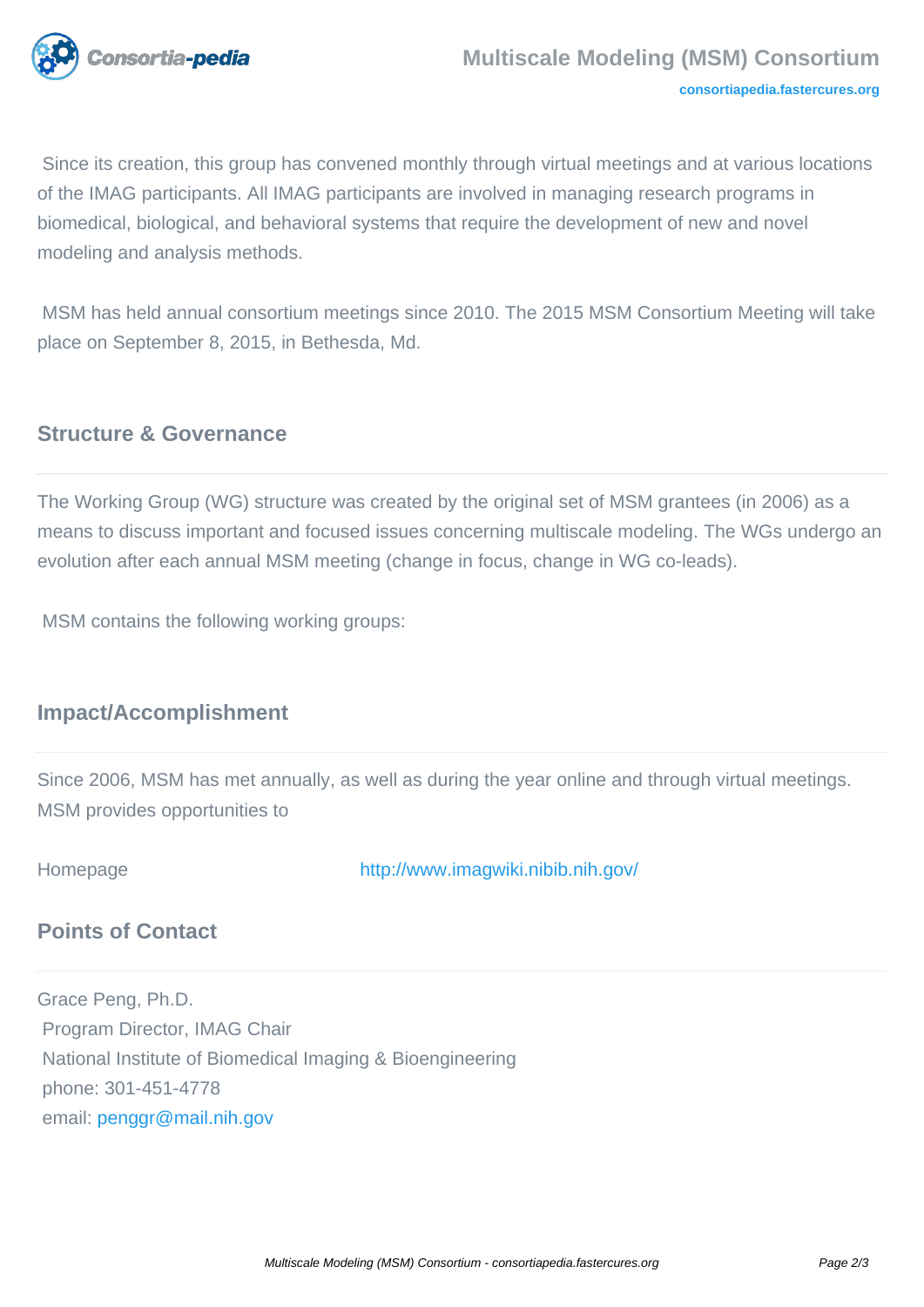Since its creation, this group has convened monthly through virtual meetings and at various locations of the IMAG participants. All IMAG participants are involved in managing research programs in biomedical, biological, and behavioral systems that require the development of new and novel modeling and analysis methods.

MSM has held annual consortium meetings since 2010. The 2015 MSM Consortium Meeting will take place on September 8, 2015, in Bethesda, Md.

## Structure & Governance

The Working Group (WG) structure was created by the original set of MSM grantees (in 2006) as a means to discuss important and focused issues concerning multiscale modeling. The WGs undergo an evolution after each annual MSM meeting (change in focus, change in WG co-leads).

MSM contains the following working groups:

## Impact/Accomplishment

Since 2006, MSM has met annually, as well as during the year online and through virtual meetings. MSM provides opportunities to

Homepage http://www.imagwiki.nibib.nih.gov/

## Points of Contact

Grace Peng, Ph.D.
Program Director, IMAG Chair
National Institute of Biomedical Imaging & Bioengineering
phone: 301-451-4778
email: penggr@mail.nih.gov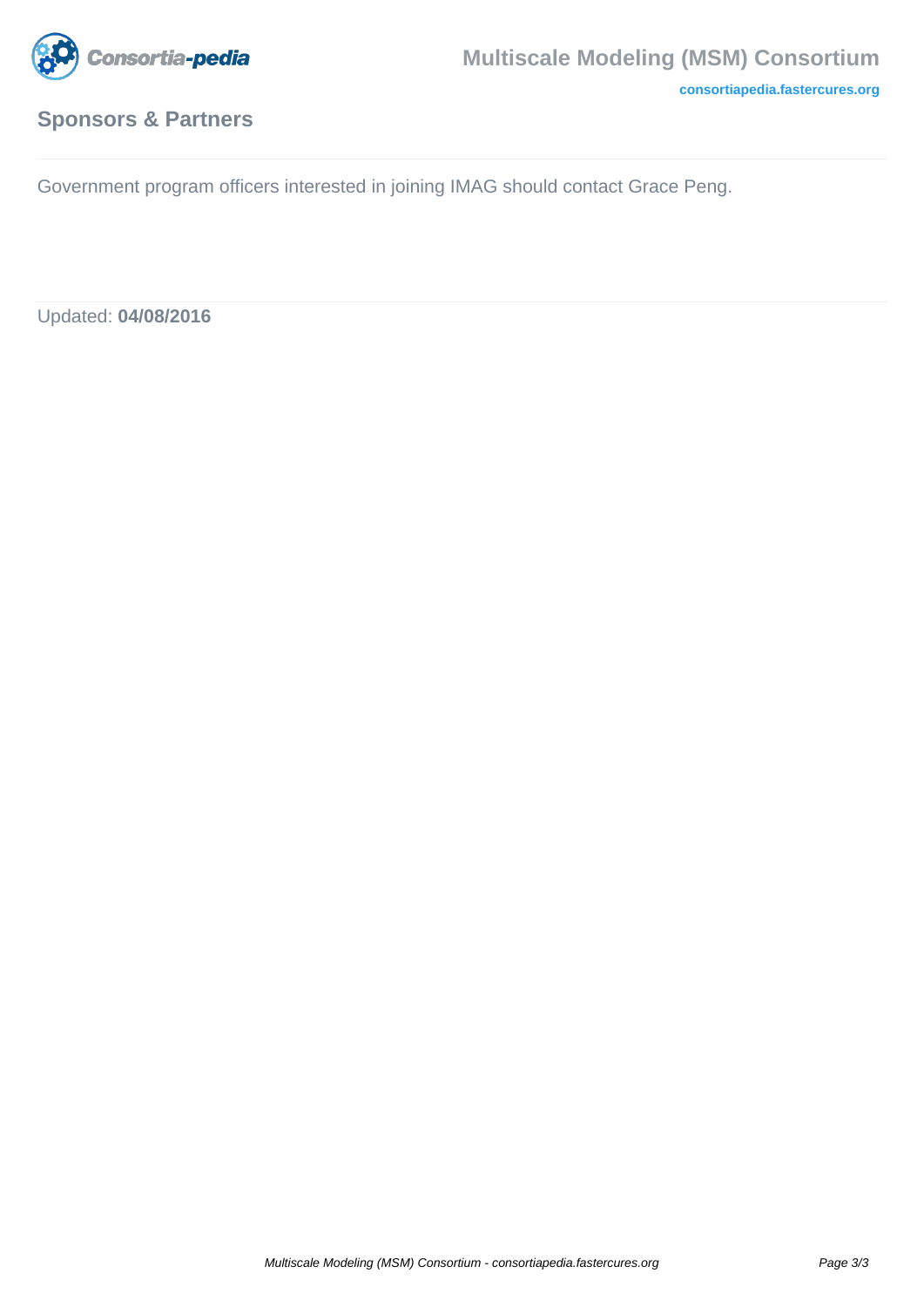## Sponsors & Partners

Government program officers interested in joining IMAG should contact Grace Peng.

Updated: **04/08/2016**